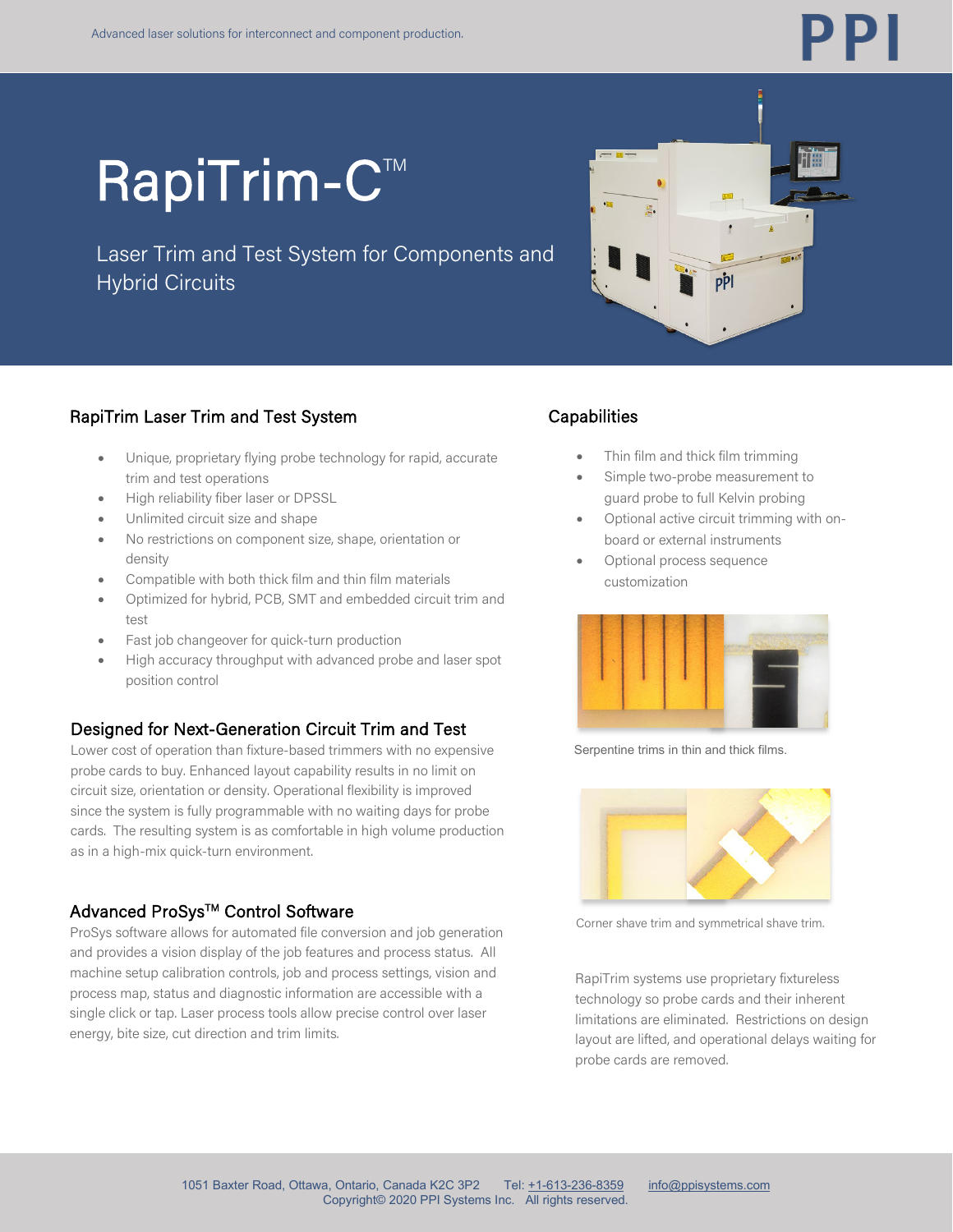Advanced laser solutions for interconnect and component production.

# RapiTrim-C™

Laser Trim and Test System for Components and Hybrid Circuits

## RapiTrim Laser Trim and Test System

- Unique, proprietary flying probe technology for rapid, accurate trim and test operations
- High reliability fiber laser or DPSSL
- Unlimited circuit size and shape
- No restrictions on component size, shape, orientation or density
- Compatible with both thick film and thin film materials
- Optimized for hybrid, PCB, SMT and embedded circuit trim and test
- Fast job changeover for quick-turn production
- High accuracy throughput with advanced probe and laser spot position control

## Designed for Next-Generation Circuit Trim and Test

Lower cost of operation than fixture-based trimmers with no expensive probe cards to buy. Enhanced layout capability results in no limit on circuit size, orientation or density. Operational flexibility is improved since the system is fully programmable with no waiting days for probe cards. The resulting system is as comfortable in high volume production as in a high-mix quick-turn environment.

## Advanced ProSys™ Control Software

ProSys software allows for automated file conversion and job generation and provides a vision display of the job features and process status. All machine setup calibration controls, job and process settings, vision and process map, status and diagnostic information are accessible with a single click or tap. Laser process tools allow precise control over laser energy, bite size, cut direction and trim limits.

## Capabilities

- Thin film and thick film trimming
- Simple two-probe measurement to guard probe to full Kelvin probing
- Optional active circuit trimming with on-board or external instruments
- Optional process sequence customization

Serpentine trims in thin and thick films.

Corner shave trim and symmetrical shave trim.

RapiTrim systems use proprietary fixtureless technology so probe cards and their inherent limitations are eliminated. Restrictions on design layout are lifted, and operational delays waiting for probe cards are removed.

1051 Baxter Road, Ottawa, Ontario, Canada K2C 3P2 Tel: +1-613-236-8359 info@ppisystems.com
Copyright© 2020 PPI Systems Inc. All rights reserved.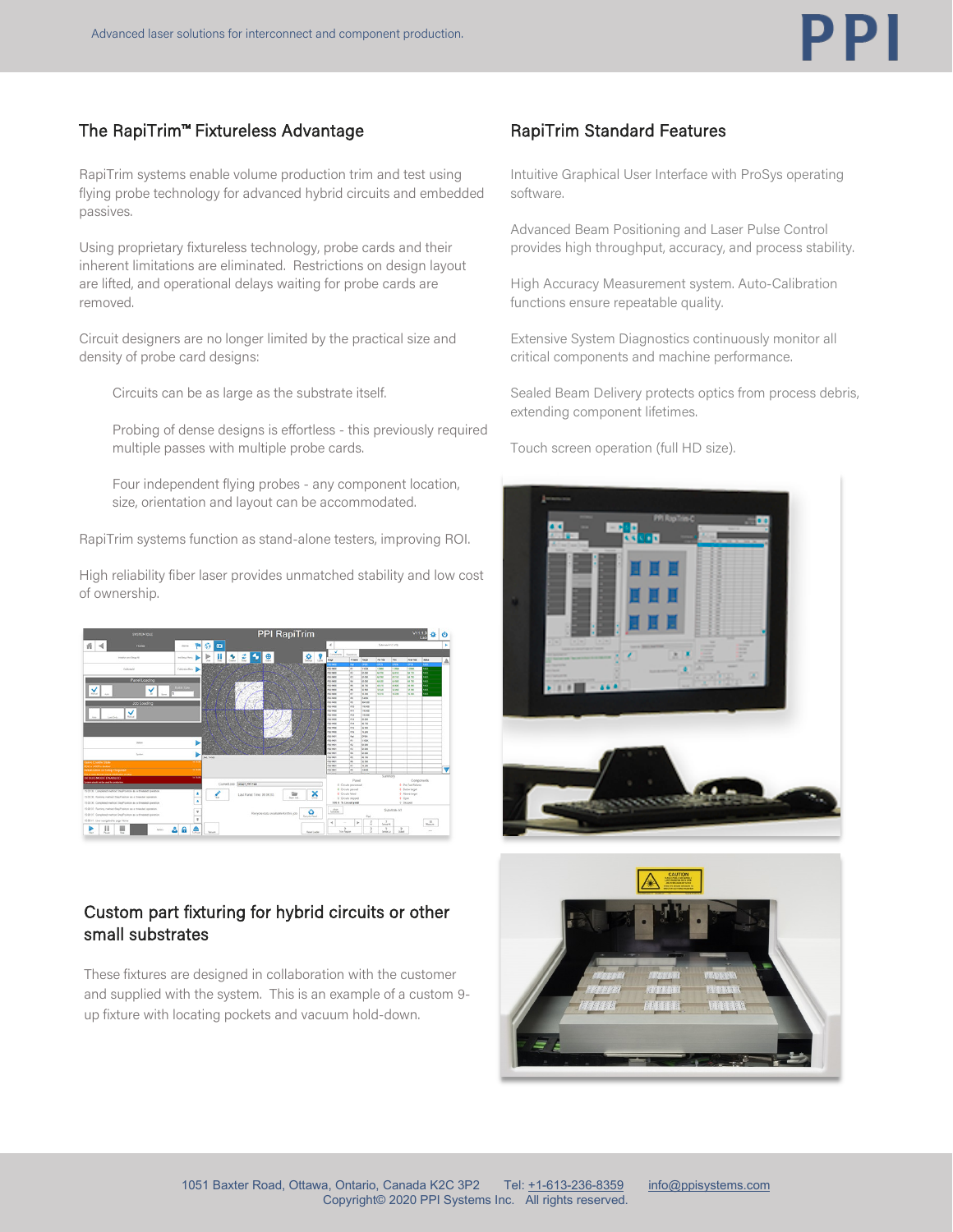## The RapiTrim™ Fixtureless Advantage

RapiTrim systems enable volume production trim and test using flying probe technology for advanced hybrid circuits and embedded passives.

Using proprietary fixtureless technology, probe cards and their inherent limitations are eliminated. Restrictions on design layout are lifted, and operational delays waiting for probe cards are removed.

Circuit designers are no longer limited by the practical size and density of probe card designs:

> Circuits can be as large as the substrate itself.
>
> Probing of dense designs is effortless - this previously required multiple passes with multiple probe cards.
>
> Four independent flying probes - any component location, size, orientation and layout can be accommodated.

RapiTrim systems function as stand-alone testers, improving ROI.

High reliability fiber laser provides unmatched stability and low cost of ownership.

## Custom part fixturing for hybrid circuits or other small substrates

These fixtures are designed in collaboration with the customer and supplied with the system. This is an example of a custom 9-up fixture with locating pockets and vacuum hold-down.

## RapiTrim Standard Features

Intuitive Graphical User Interface with ProSys operating software.

Advanced Beam Positioning and Laser Pulse Control provides high throughput, accuracy, and process stability.

High Accuracy Measurement system. Auto-Calibration functions ensure repeatable quality.

Extensive System Diagnostics continuously monitor all critical components and machine performance.

Sealed Beam Delivery protects optics from process debris, extending component lifetimes.

Touch screen operation (full HD size).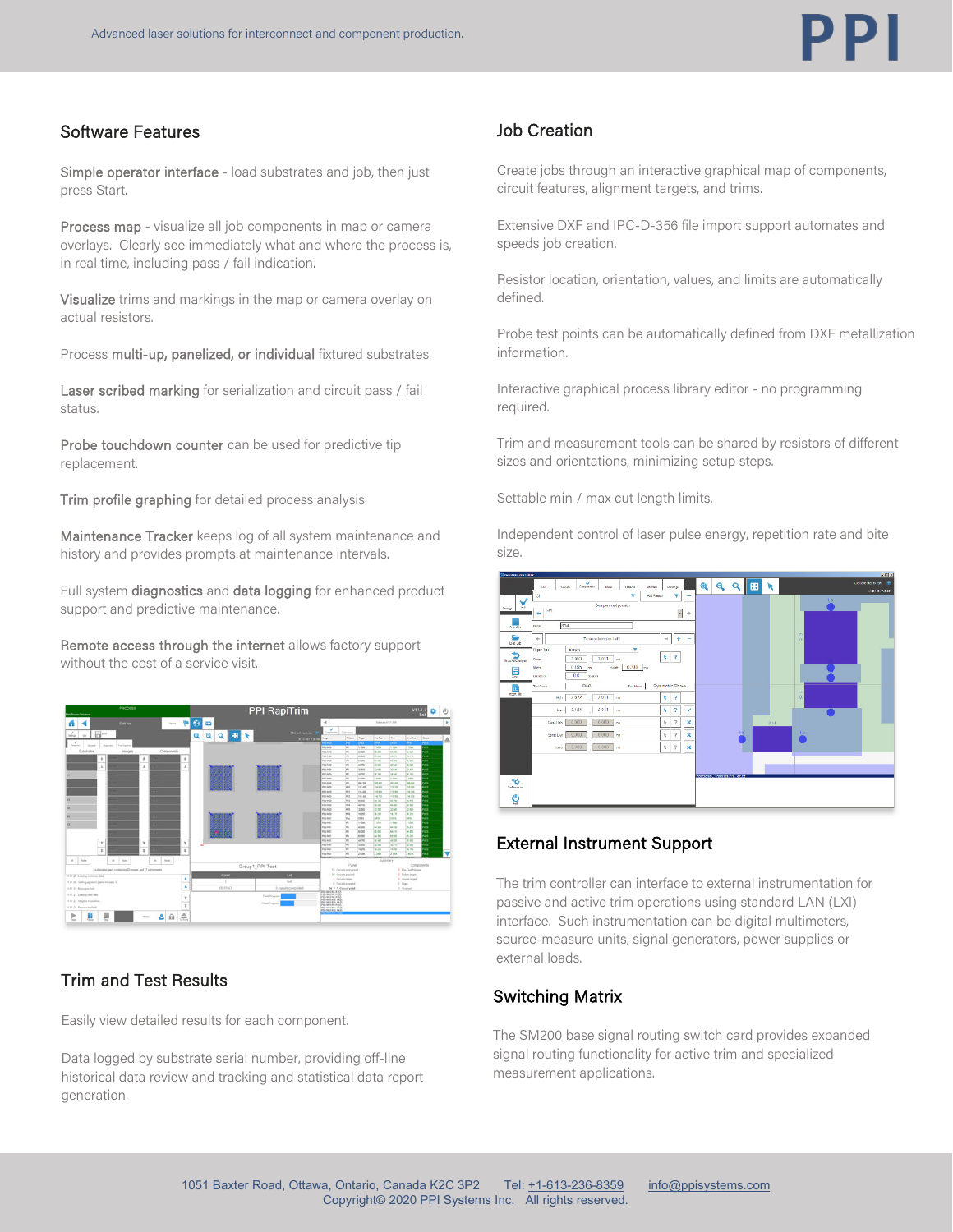## Software Features

**Simple operator interface** - load substrates and job, then just press Start.

**Process map** - visualize all job components in map or camera overlays. Clearly see immediately what and where the process is, in real time, including pass / fail indication.

**Visualize** trims and markings in the map or camera overlay on actual resistors.

Process **multi-up, panelized, or individual** fixtured substrates.

**Laser scribed marking** for serialization and circuit pass / fail status.

**Probe touchdown counter** can be used for predictive tip replacement.

**Trim profile graphing** for detailed process analysis.

**Maintenance Tracker** keeps log of all system maintenance and history and provides prompts at maintenance intervals.

Full system **diagnostics** and **data logging** for enhanced product support and predictive maintenance.

**Remote access through the internet** allows factory support without the cost of a service visit.

## Trim and Test Results

Easily view detailed results for each component.

Data logged by substrate serial number, providing off-line historical data review and tracking and statistical data report generation.

## Job Creation

Create jobs through an interactive graphical map of components, circuit features, alignment targets, and trims.

Extensive DXF and IPC-D-356 file import support automates and speeds job creation.

Resistor location, orientation, values, and limits are automatically defined.

Probe test points can be automatically defined from DXF metallization information.

Interactive graphical process library editor - no programming required.

Trim and measurement tools can be shared by resistors of different sizes and orientations, minimizing setup steps.

Settable min / max cut length limits.

Independent control of laser pulse energy, repetition rate and bite size.

## External Instrument Support

The trim controller can interface to external instrumentation for passive and active trim operations using standard LAN (LXI) interface. Such instrumentation can be digital multimeters, source-measure units, signal generators, power supplies or external loads.

## Switching Matrix

The SM200 base signal routing switch card provides expanded signal routing functionality for active trim and specialized measurement applications.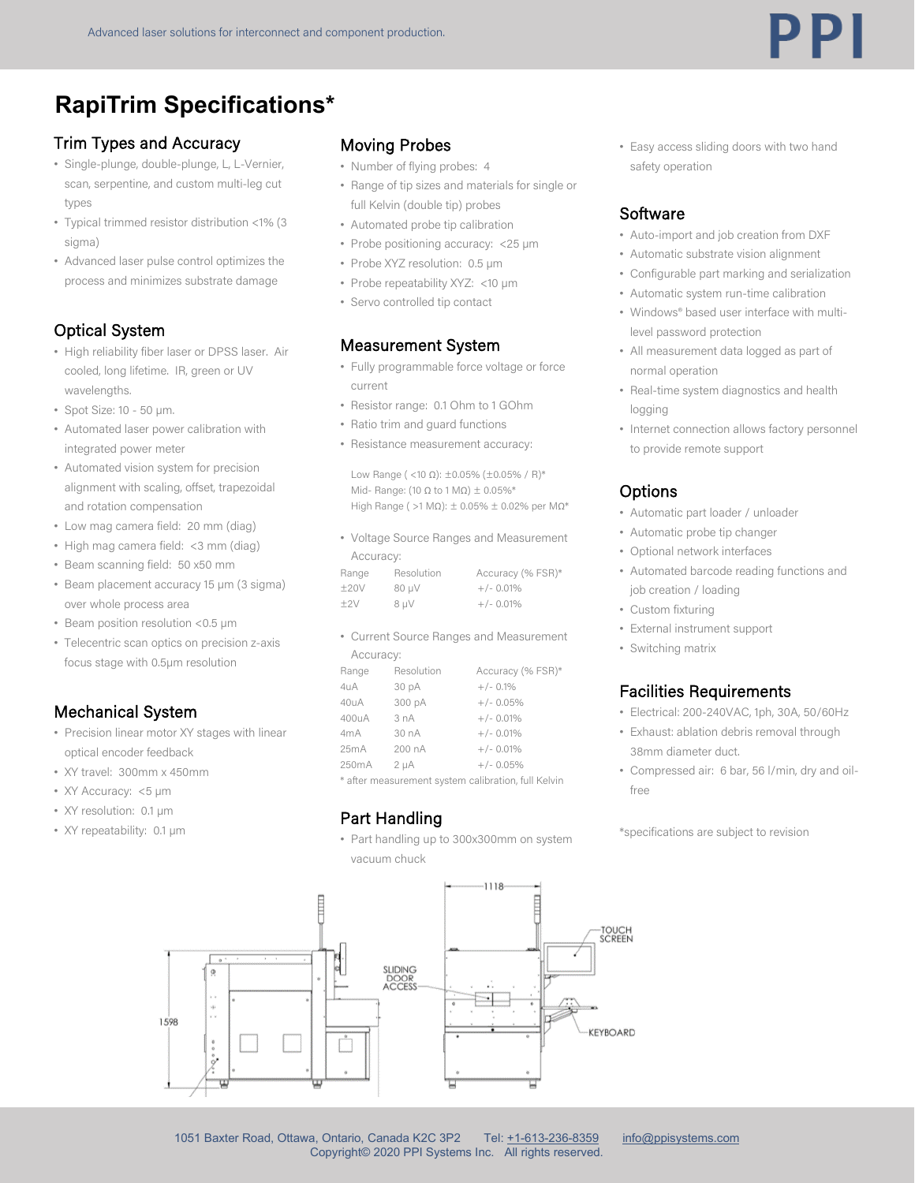Advanced laser solutions for interconnect and component production.

# RapiTrim Specifications*

## Trim Types and Accuracy

- Single-plunge, double-plunge, L, L-Vernier, scan, serpentine, and custom multi-leg cut types
- Typical trimmed resistor distribution <1% (3 sigma)
- Advanced laser pulse control optimizes the process and minimizes substrate damage

## Optical System

- High reliability fiber laser or DPSS laser. Air cooled, long lifetime. IR, green or UV wavelengths.
- Spot Size: 10 - 50 µm.
- Automated laser power calibration with integrated power meter
- Automated vision system for precision alignment with scaling, offset, trapezoidal and rotation compensation
- Low mag camera field: 20 mm (diag)
- High mag camera field: <3 mm (diag)
- Beam scanning field: 50 x50 mm
- Beam placement accuracy 15 µm (3 sigma) over whole process area
- Beam position resolution <0.5 µm
- Telecentric scan optics on precision z-axis focus stage with 0.5µm resolution

## Mechanical System

- Precision linear motor XY stages with linear optical encoder feedback
- XY travel: 300mm x 450mm
- XY Accuracy: <5 µm
- XY resolution: 0.1 µm
- XY repeatability: 0.1 µm

## Moving Probes

- Number of flying probes: 4
- Range of tip sizes and materials for single or full Kelvin (double tip) probes
- Automated probe tip calibration
- Probe positioning accuracy: <25 µm
- Probe XYZ resolution: 0.5 µm
- Probe repeatability XYZ: <10 µm
- Servo controlled tip contact

## Measurement System

- Fully programmable force voltage or force current
- Resistor range: 0.1 Ohm to 1 GOhm
- Ratio trim and guard functions
- Resistance measurement accuracy:

Low Range ( <10 Ω): ±0.05% (±0.05% / R)*
Mid- Range: (10 Ω to 1 MΩ) ± 0.05%*
High Range ( >1 MΩ): ± 0.05% ± 0.02% per MΩ*

- Voltage Source Ranges and Measurement Accuracy:

| Range | Resolution | Accuracy (% FSR)* |
|---|---|---|
| ±20V | 80 µV | +/- 0.01% |
| ±2V | 8 µV | +/- 0.01% |

- Current Source Ranges and Measurement Accuracy:

| Range | Resolution | Accuracy (% FSR)* |
|---|---|---|
| 4uA | 30 pA | +/- 0.1% |
| 40uA | 300 pA | +/- 0.05% |
| 400uA | 3 nA | +/- 0.01% |
| 4mA | 30 nA | +/- 0.01% |
| 25mA | 200 nA | +/- 0.01% |
| 250mA | 2 µA | +/- 0.05% |

* after measurement system calibration, full Kelvin

## Part Handling

- Part handling up to 300x300mm on system vacuum chuck
- Easy access sliding doors with two hand safety operation

## Software

- Auto-import and job creation from DXF
- Automatic substrate vision alignment
- Configurable part marking and serialization
- Automatic system run-time calibration
- Windows® based user interface with multi-level password protection
- All measurement data logged as part of normal operation
- Real-time system diagnostics and health logging
- Internet connection allows factory personnel to provide remote support

## Options

- Automatic part loader / unloader
- Automatic probe tip changer
- Optional network interfaces
- Automated barcode reading functions and job creation / loading
- Custom fixturing
- External instrument support
- Switching matrix

## Facilities Requirements

- Electrical: 200-240VAC, 1ph, 30A, 50/60Hz
- Exhaust: ablation debris removal through 38mm diameter duct.
- Compressed air: 6 bar, 56 l/min, dry and oil-free

*specifications are subject to revision

1598
1118
SLIDING DOOR ACCESS
TOUCH SCREEN
KEYBOARD

1051 Baxter Road, Ottawa, Ontario, Canada K2C 3P2 Tel: +1-613-236-8359 info@ppisystems.com
Copyright© 2020 PPI Systems Inc. All rights reserved.